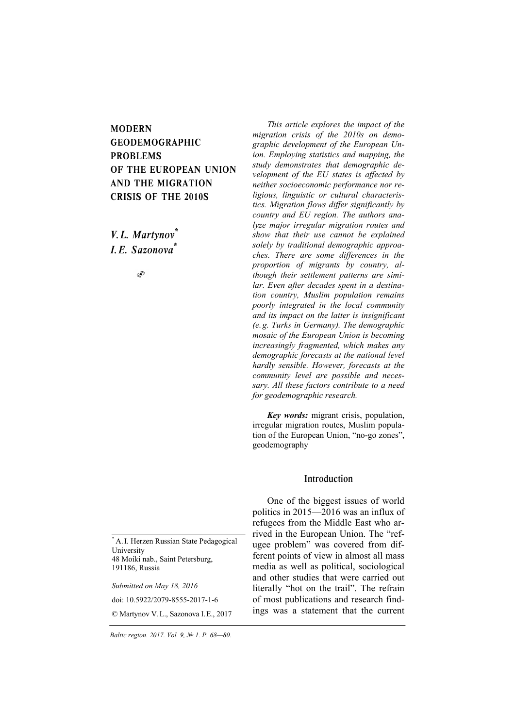# MODERN GEODEMOGRAPHIC PROBLEMS OF THE EUROPEAN UNION AND THE MIGRATION CRISIS OF THE 2010S

*V. L. Martynov*[*]
*I. E. Sazonova*[*]

*This article explores the impact of the migration crisis of the 2010s on demographic development of the European Union. Employing statistics and mapping, the study demonstrates that demographic development of the EU states is affected by neither socioeconomic performance nor religious, linguistic or cultural characteristics. Migration flows differ significantly by country and EU region. The authors analyze major irregular migration routes and show that their use cannot be explained solely by traditional demographic approaches. There are some differences in the proportion of migrants by country, although their settlement patterns are similar. Even after decades spent in a destination country, Muslim population remains poorly integrated in the local community and its impact on the latter is insignificant (e. g. Turks in Germany). The demographic mosaic of the European Union is becoming increasingly fragmented, which makes any demographic forecasts at the national level hardly sensible. However, forecasts at the community level are possible and necessary. All these factors contribute to a need for geodemographic research.*

***Key words:*** migrant crisis, population, irregular migration routes, Muslim population of the European Union, "no-go zones", geodemography

## Introduction

One of the biggest issues of world politics in 2015—2016 was an influx of refugees from the Middle East who arrived in the European Union. The "refugee problem" was covered from different points of view in almost all mass media as well as political, sociological and other studies that were carried out literally "hot on the trail". The refrain of most publications and research findings was a statement that the current

---

[*] A. I. Herzen Russian State Pedagogical University
48 Moiki nab., Saint Petersburg, 191186, Russia

*Submitted on May 18, 2016*

doi: 10.5922/2079-8555-2017-1-6

© Martynov V. L., Sazonova I. E., 2017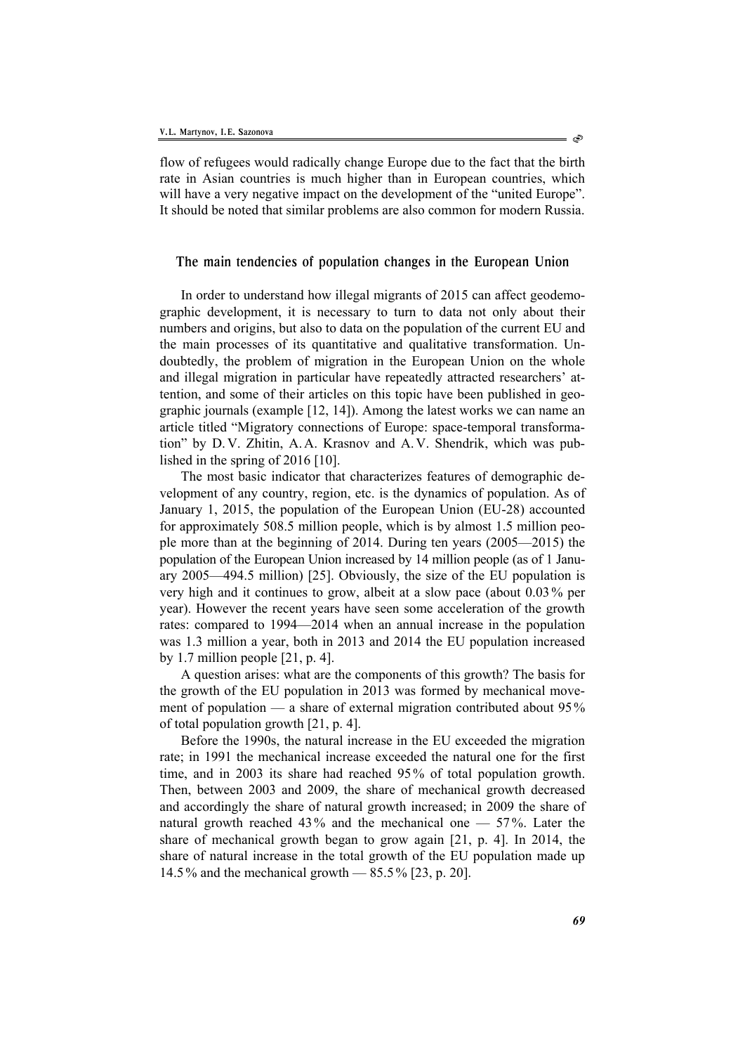flow of refugees would radically change Europe due to the fact that the birth rate in Asian countries is much higher than in European countries, which will have a very negative impact on the development of the "united Europe". It should be noted that similar problems are also common for modern Russia.

## The main tendencies of population changes in the European Union

In order to understand how illegal migrants of 2015 can affect geodemographic development, it is necessary to turn to data not only about their numbers and origins, but also to data on the population of the current EU and the main processes of its quantitative and qualitative transformation. Undoubtedly, the problem of migration in the European Union on the whole and illegal migration in particular have repeatedly attracted researchers' attention, and some of their articles on this topic have been published in geographic journals (example [12, 14]). Among the latest works we can name an article titled "Migratory connections of Europe: space-temporal transformation" by D.V. Zhitin, A.A. Krasnov and A.V. Shendrik, which was published in the spring of 2016 [10].

The most basic indicator that characterizes features of demographic development of any country, region, etc. is the dynamics of population. As of January 1, 2015, the population of the European Union (EU-28) accounted for approximately 508.5 million people, which is by almost 1.5 million people more than at the beginning of 2014. During ten years (2005—2015) the population of the European Union increased by 14 million people (as of 1 January 2005—494.5 million) [25]. Obviously, the size of the EU population is very high and it continues to grow, albeit at a slow pace (about 0.03% per year). However the recent years have seen some acceleration of the growth rates: compared to 1994—2014 when an annual increase in the population was 1.3 million a year, both in 2013 and 2014 the EU population increased by 1.7 million people [21, p. 4].

A question arises: what are the components of this growth? The basis for the growth of the EU population in 2013 was formed by mechanical movement of population — a share of external migration contributed about 95% of total population growth [21, p. 4].

Before the 1990s, the natural increase in the EU exceeded the migration rate; in 1991 the mechanical increase exceeded the natural one for the first time, and in 2003 its share had reached 95% of total population growth. Then, between 2003 and 2009, the share of mechanical growth decreased and accordingly the share of natural growth increased; in 2009 the share of natural growth reached 43% and the mechanical one — 57%. Later the share of mechanical growth began to grow again [21, p. 4]. In 2014, the share of natural increase in the total growth of the EU population made up 14.5% and the mechanical growth — 85.5% [23, p. 20].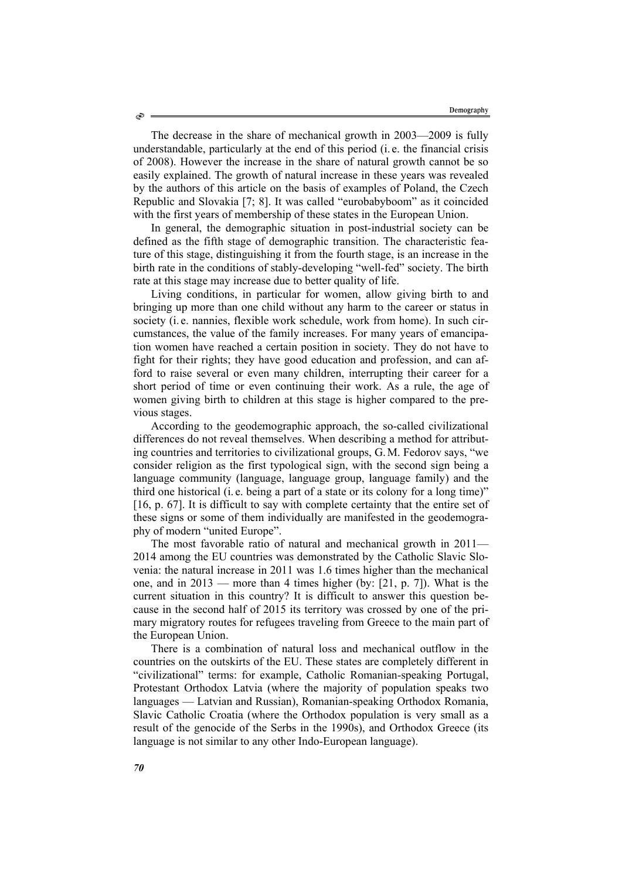The decrease in the share of mechanical growth in 2003—2009 is fully understandable, particularly at the end of this period (i. e. the financial crisis of 2008). However the increase in the share of natural growth cannot be so easily explained. The growth of natural increase in these years was revealed by the authors of this article on the basis of examples of Poland, the Czech Republic and Slovakia [7; 8]. It was called "eurobabyboom" as it coincided with the first years of membership of these states in the European Union.

In general, the demographic situation in post-industrial society can be defined as the fifth stage of demographic transition. The characteristic feature of this stage, distinguishing it from the fourth stage, is an increase in the birth rate in the conditions of stably-developing "well-fed" society. The birth rate at this stage may increase due to better quality of life.

Living conditions, in particular for women, allow giving birth to and bringing up more than one child without any harm to the career or status in society (i. e. nannies, flexible work schedule, work from home). In such circumstances, the value of the family increases. For many years of emancipation women have reached a certain position in society. They do not have to fight for their rights; they have good education and profession, and can afford to raise several or even many children, interrupting their career for a short period of time or even continuing their work. As a rule, the age of women giving birth to children at this stage is higher compared to the previous stages.

According to the geodemographic approach, the so-called civilizational differences do not reveal themselves. When describing a method for attributing countries and territories to civilizational groups, G. M. Fedorov says, "we consider religion as the first typological sign, with the second sign being a language community (language, language group, language family) and the third one historical (i. e. being a part of a state or its colony for a long time)" [16, p. 67]. It is difficult to say with complete certainty that the entire set of these signs or some of them individually are manifested in the geodemography of modern "united Europe".

The most favorable ratio of natural and mechanical growth in 2011—2014 among the EU countries was demonstrated by the Catholic Slavic Slovenia: the natural increase in 2011 was 1.6 times higher than the mechanical one, and in 2013 — more than 4 times higher (by: [21, p. 7]). What is the current situation in this country? It is difficult to answer this question because in the second half of 2015 its territory was crossed by one of the primary migratory routes for refugees traveling from Greece to the main part of the European Union.

There is a combination of natural loss and mechanical outflow in the countries on the outskirts of the EU. These states are completely different in "civilizational" terms: for example, Catholic Romanian-speaking Portugal, Protestant Orthodox Latvia (where the majority of population speaks two languages — Latvian and Russian), Romanian-speaking Orthodox Romania, Slavic Catholic Croatia (where the Orthodox population is very small as a result of the genocide of the Serbs in the 1990s), and Orthodox Greece (its language is not similar to any other Indo-European language).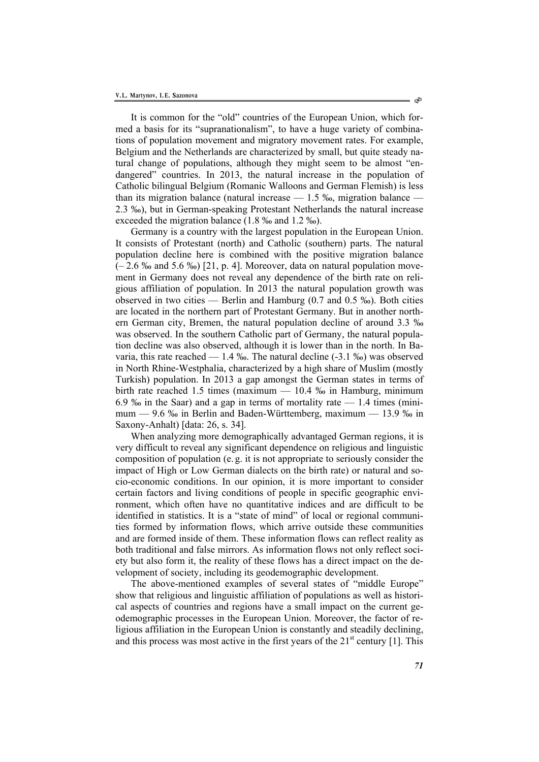It is common for the "old" countries of the European Union, which formed a basis for its "supranationalism", to have a huge variety of combinations of population movement and migratory movement rates. For example, Belgium and the Netherlands are characterized by small, but quite steady natural change of populations, although they might seem to be almost "endangered" countries. In 2013, the natural increase in the population of Catholic bilingual Belgium (Romanic Walloons and German Flemish) is less than its migration balance (natural increase — 1.5 ‰, migration balance — 2.3 ‰), but in German-speaking Protestant Netherlands the natural increase exceeded the migration balance (1.8 ‰ and 1.2 ‰).

Germany is a country with the largest population in the European Union. It consists of Protestant (north) and Catholic (southern) parts. The natural population decline here is combined with the positive migration balance (– 2.6 ‰ and 5.6 ‰) [21, p. 4]. Moreover, data on natural population movement in Germany does not reveal any dependence of the birth rate on religious affiliation of population. In 2013 the natural population growth was observed in two cities — Berlin and Hamburg (0.7 and 0.5 ‰). Both cities are located in the northern part of Protestant Germany. But in another northern German city, Bremen, the natural population decline of around 3.3 ‰ was observed. In the southern Catholic part of Germany, the natural population decline was also observed, although it is lower than in the north. In Bavaria, this rate reached — 1.4 ‰. The natural decline (-3.1 ‰) was observed in North Rhine-Westphalia, characterized by a high share of Muslim (mostly Turkish) population. In 2013 a gap amongst the German states in terms of birth rate reached 1.5 times (maximum — 10.4 ‰ in Hamburg, minimum 6.9 ‰ in the Saar) and a gap in terms of mortality rate — 1.4 times (minimum — 9.6 ‰ in Berlin and Baden-Württemberg, maximum — 13.9 ‰ in Saxony-Anhalt) [data: 26, s. 34].

When analyzing more demographically advantaged German regions, it is very difficult to reveal any significant dependence on religious and linguistic composition of population (e. g. it is not appropriate to seriously consider the impact of High or Low German dialects on the birth rate) or natural and socio-economic conditions. In our opinion, it is more important to consider certain factors and living conditions of people in specific geographic environment, which often have no quantitative indices and are difficult to be identified in statistics. It is a "state of mind" of local or regional communities formed by information flows, which arrive outside these communities and are formed inside of them. These information flows can reflect reality as both traditional and false mirrors. As information flows not only reflect society but also form it, the reality of these flows has a direct impact on the development of society, including its geodemographic development.

The above-mentioned examples of several states of "middle Europe" show that religious and linguistic affiliation of populations as well as historical aspects of countries and regions have a small impact on the current geodemographic processes in the European Union. Moreover, the factor of religious affiliation in the European Union is constantly and steadily declining, and this process was most active in the first years of the 21st century [1]. This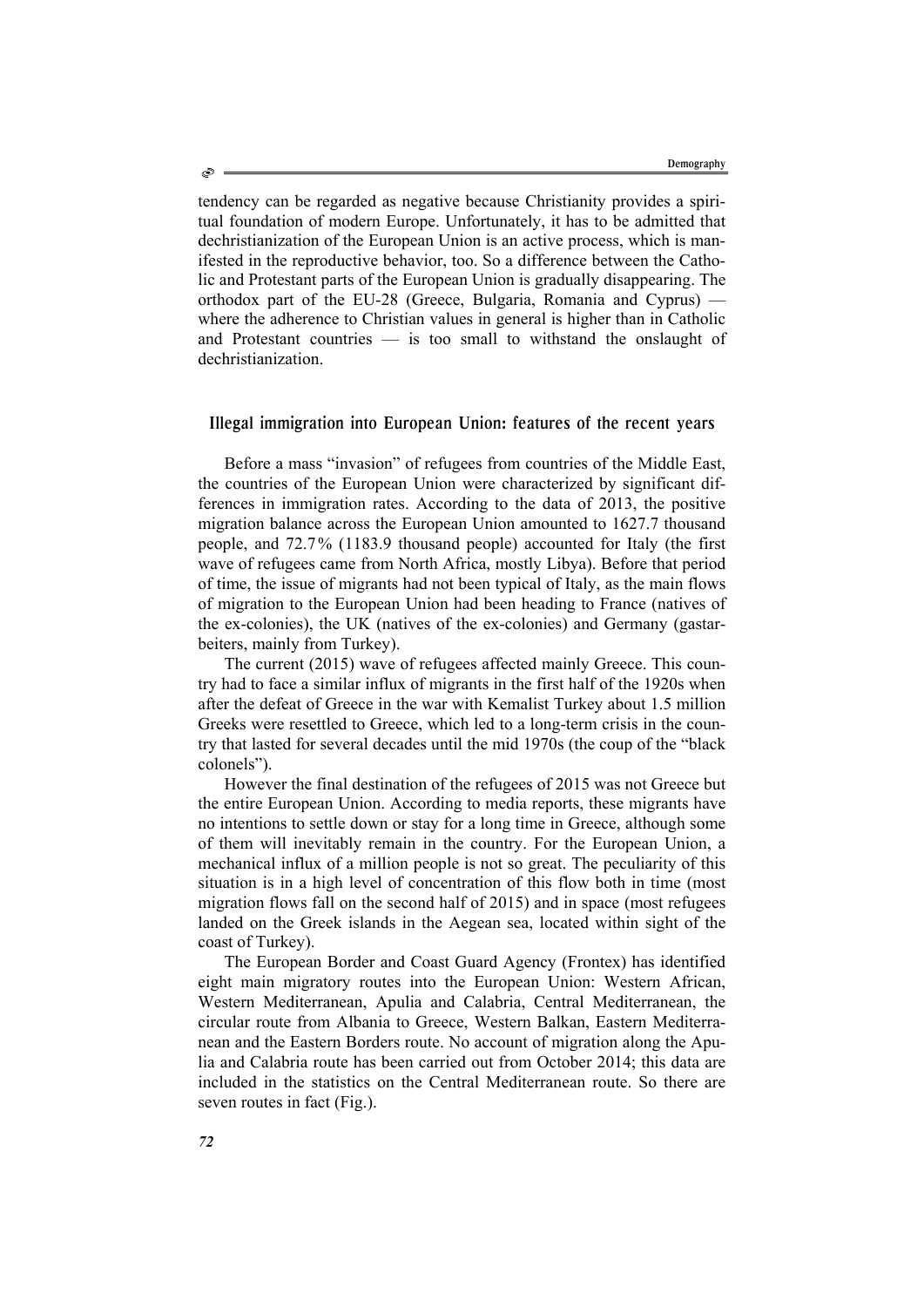tendency can be regarded as negative because Christianity provides a spiritual foundation of modern Europe. Unfortunately, it has to be admitted that dechristianization of the European Union is an active process, which is manifested in the reproductive behavior, too. So a difference between the Catholic and Protestant parts of the European Union is gradually disappearing. The orthodox part of the EU-28 (Greece, Bulgaria, Romania and Cyprus) — where the adherence to Christian values in general is higher than in Catholic and Protestant countries — is too small to withstand the onslaught of dechristianization.

## Illegal immigration into European Union: features of the recent years

Before a mass "invasion" of refugees from countries of the Middle East, the countries of the European Union were characterized by significant differences in immigration rates. According to the data of 2013, the positive migration balance across the European Union amounted to 1627.7 thousand people, and 72.7% (1183.9 thousand people) accounted for Italy (the first wave of refugees came from North Africa, mostly Libya). Before that period of time, the issue of migrants had not been typical of Italy, as the main flows of migration to the European Union had been heading to France (natives of the ex-colonies), the UK (natives of the ex-colonies) and Germany (gastarbeiters, mainly from Turkey).

The current (2015) wave of refugees affected mainly Greece. This country had to face a similar influx of migrants in the first half of the 1920s when after the defeat of Greece in the war with Kemalist Turkey about 1.5 million Greeks were resettled to Greece, which led to a long-term crisis in the country that lasted for several decades until the mid 1970s (the coup of the "black colonels").

However the final destination of the refugees of 2015 was not Greece but the entire European Union. According to media reports, these migrants have no intentions to settle down or stay for a long time in Greece, although some of them will inevitably remain in the country. For the European Union, a mechanical influx of a million people is not so great. The peculiarity of this situation is in a high level of concentration of this flow both in time (most migration flows fall on the second half of 2015) and in space (most refugees landed on the Greek islands in the Aegean sea, located within sight of the coast of Turkey).

The European Border and Coast Guard Agency (Frontex) has identified eight main migratory routes into the European Union: Western African, Western Mediterranean, Apulia and Calabria, Central Mediterranean, the circular route from Albania to Greece, Western Balkan, Eastern Mediterranean and the Eastern Borders route. No account of migration along the Apulia and Calabria route has been carried out from October 2014; this data are included in the statistics on the Central Mediterranean route. So there are seven routes in fact (Fig.).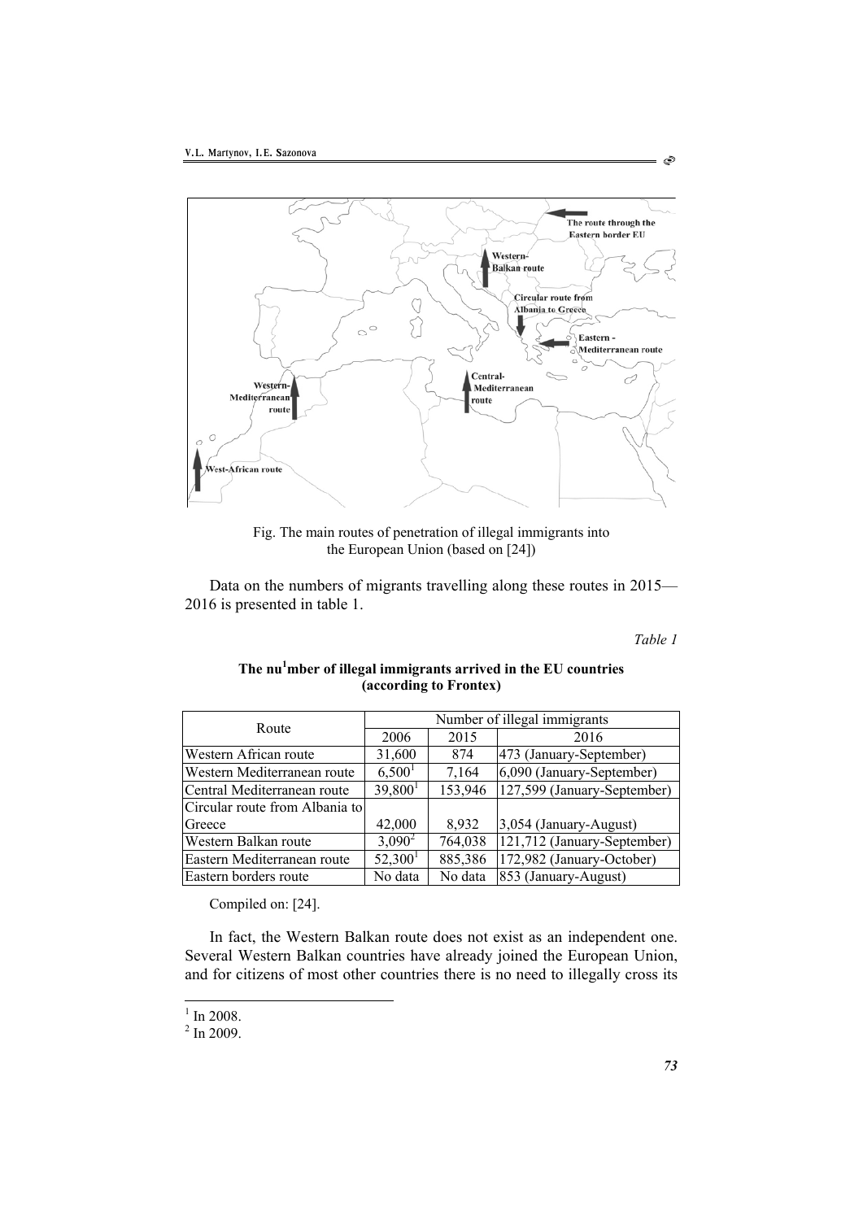Fig. The main routes of penetration of illegal immigrants into the European Union (based on [24])

Data on the numbers of migrants travelling along these routes in 2015—2016 is presented in table 1.

*Table 1*

**The number of illegal immigrants arrived in the EU countries (according to Frontex)**

| Route | Number of illegal immigrants | | |
|---|---|---|---|
| | 2006 | 2015 | 2016 |
| Western African route | 31,600 | 874 | 473 (January-September) |
| Western Mediterranean route | 6,500[1] | 7,164 | 6,090 (January-September) |
| Central Mediterranean route | 39,800[1] | 153,946 | 127,599 (January-September) |
| Circular route from Albania to Greece | 42,000 | 8,932 | 3,054 (January-August) |
| Western Balkan route | 3,090[2] | 764,038 | 121,712 (January-September) |
| Eastern Mediterranean route | 52,300[1] | 885,386 | 172,982 (January-October) |
| Eastern borders route | No data | No data | 853 (January-August) |

Compiled on: [24].

In fact, the Western Balkan route does not exist as an independent one. Several Western Balkan countries have already joined the European Union, and for citizens of most other countries there is no need to illegally cross its

[1] In 2008.
[2] In 2009.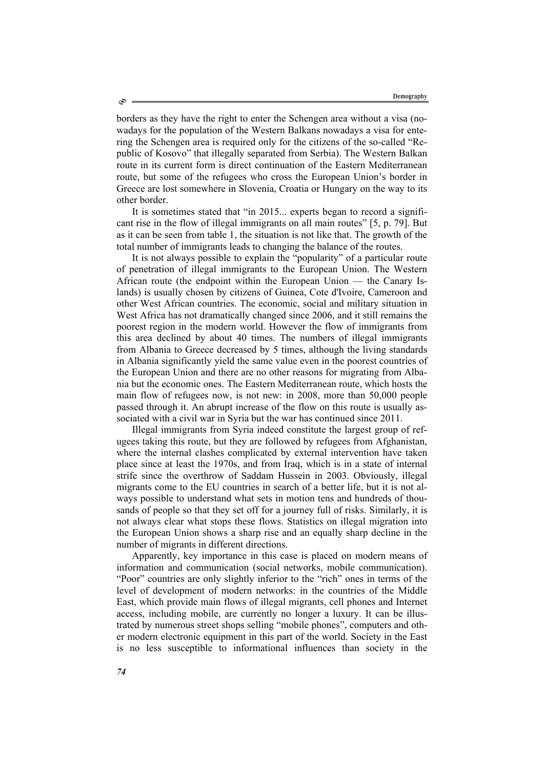borders as they have the right to enter the Schengen area without a visa (nowadays for the population of the Western Balkans nowadays a visa for entering the Schengen area is required only for the citizens of the so-called "Republic of Kosovo" that illegally separated from Serbia). The Western Balkan route in its current form is direct continuation of the Eastern Mediterranean route, but some of the refugees who cross the European Union's border in Greece are lost somewhere in Slovenia, Croatia or Hungary on the way to its other border.

It is sometimes stated that "in 2015... experts began to record a significant rise in the flow of illegal immigrants on all main routes" [5, p. 79]. But as it can be seen from table 1, the situation is not like that. The growth of the total number of immigrants leads to changing the balance of the routes.

It is not always possible to explain the "popularity" of a particular route of penetration of illegal immigrants to the European Union. The Western African route (the endpoint within the European Union — the Canary Islands) is usually chosen by citizens of Guinea, Cote d'Ivoire, Cameroon and other West African countries. The economic, social and military situation in West Africa has not dramatically changed since 2006, and it still remains the poorest region in the modern world. However the flow of immigrants from this area declined by about 40 times. The numbers of illegal immigrants from Albania to Greece decreased by 5 times, although the living standards in Albania significantly yield the same value even in the poorest countries of the European Union and there are no other reasons for migrating from Albania but the economic ones. The Eastern Mediterranean route, which hosts the main flow of refugees now, is not new: in 2008, more than 50,000 people passed through it. An abrupt increase of the flow on this route is usually associated with a civil war in Syria but the war has continued since 2011.

Illegal immigrants from Syria indeed constitute the largest group of refugees taking this route, but they are followed by refugees from Afghanistan, where the internal clashes complicated by external intervention have taken place since at least the 1970s, and from Iraq, which is in a state of internal strife since the overthrow of Saddam Hussein in 2003. Obviously, illegal migrants come to the EU countries in search of a better life, but it is not always possible to understand what sets in motion tens and hundreds of thousands of people so that they set off for a journey full of risks. Similarly, it is not always clear what stops these flows. Statistics on illegal migration into the European Union shows a sharp rise and an equally sharp decline in the number of migrants in different directions.

Apparently, key importance in this case is placed on modern means of information and communication (social networks, mobile communication). "Poor" countries are only slightly inferior to the "rich" ones in terms of the level of development of modern networks: in the countries of the Middle East, which provide main flows of illegal migrants, cell phones and Internet access, including mobile, are currently no longer a luxury. It can be illustrated by numerous street shops selling "mobile phones", computers and other modern electronic equipment in this part of the world. Society in the East is no less susceptible to informational influences than society in the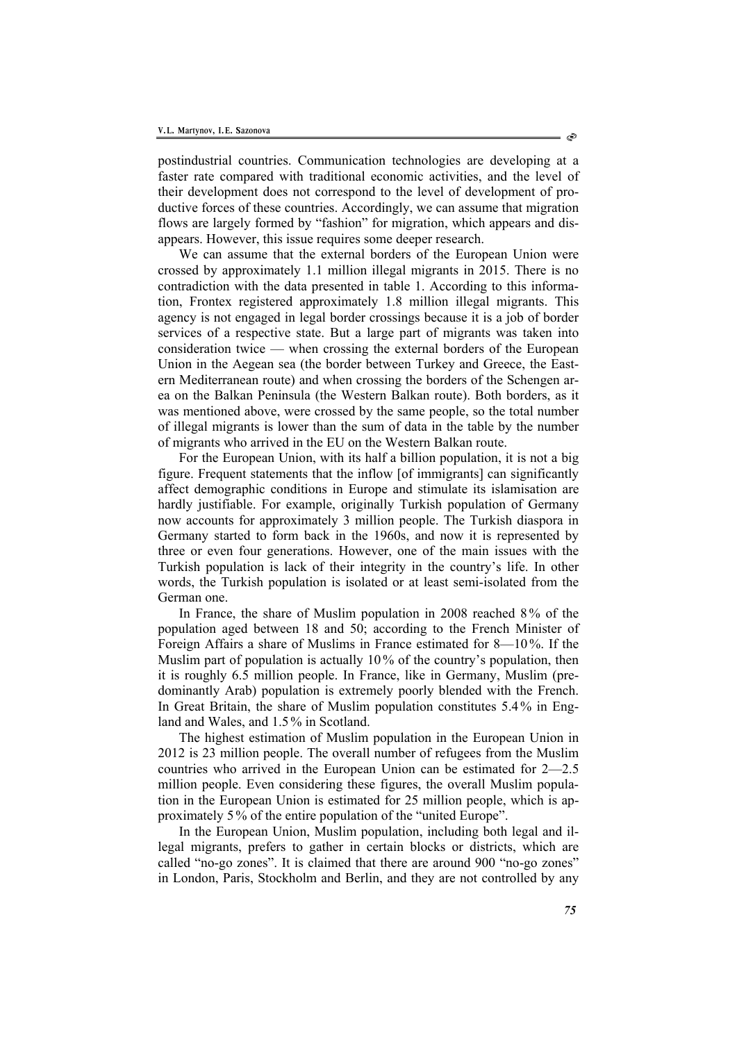postindustrial countries. Communication technologies are developing at a faster rate compared with traditional economic activities, and the level of their development does not correspond to the level of development of productive forces of these countries. Accordingly, we can assume that migration flows are largely formed by "fashion" for migration, which appears and disappears. However, this issue requires some deeper research.

We can assume that the external borders of the European Union were crossed by approximately 1.1 million illegal migrants in 2015. There is no contradiction with the data presented in table 1. According to this information, Frontex registered approximately 1.8 million illegal migrants. This agency is not engaged in legal border crossings because it is a job of border services of a respective state. But a large part of migrants was taken into consideration twice — when crossing the external borders of the European Union in the Aegean sea (the border between Turkey and Greece, the Eastern Mediterranean route) and when crossing the borders of the Schengen area on the Balkan Peninsula (the Western Balkan route). Both borders, as it was mentioned above, were crossed by the same people, so the total number of illegal migrants is lower than the sum of data in the table by the number of migrants who arrived in the EU on the Western Balkan route.

For the European Union, with its half a billion population, it is not a big figure. Frequent statements that the inflow [of immigrants] can significantly affect demographic conditions in Europe and stimulate its islamisation are hardly justifiable. For example, originally Turkish population of Germany now accounts for approximately 3 million people. The Turkish diaspora in Germany started to form back in the 1960s, and now it is represented by three or even four generations. However, one of the main issues with the Turkish population is lack of their integrity in the country's life. In other words, the Turkish population is isolated or at least semi-isolated from the German one.

In France, the share of Muslim population in 2008 reached 8% of the population aged between 18 and 50; according to the French Minister of Foreign Affairs a share of Muslims in France estimated for 8—10%. If the Muslim part of population is actually 10% of the country's population, then it is roughly 6.5 million people. In France, like in Germany, Muslim (predominantly Arab) population is extremely poorly blended with the French. In Great Britain, the share of Muslim population constitutes 5.4% in England and Wales, and 1.5% in Scotland.

The highest estimation of Muslim population in the European Union in 2012 is 23 million people. The overall number of refugees from the Muslim countries who arrived in the European Union can be estimated for 2—2.5 million people. Even considering these figures, the overall Muslim population in the European Union is estimated for 25 million people, which is approximately 5% of the entire population of the "united Europe".

In the European Union, Muslim population, including both legal and illegal migrants, prefers to gather in certain blocks or districts, which are called "no-go zones". It is claimed that there are around 900 "no-go zones" in London, Paris, Stockholm and Berlin, and they are not controlled by any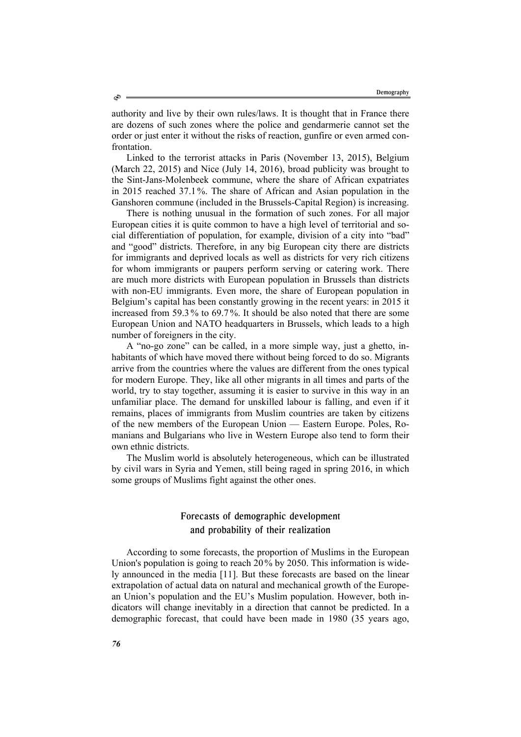authority and live by their own rules/laws. It is thought that in France there are dozens of such zones where the police and gendarmerie cannot set the order or just enter it without the risks of reaction, gunfire or even armed confrontation.

Linked to the terrorist attacks in Paris (November 13, 2015), Belgium (March 22, 2015) and Nice (July 14, 2016), broad publicity was brought to the Sint-Jans-Molenbeek commune, where the share of African expatriates in 2015 reached 37.1%. The share of African and Asian population in the Ganshoren commune (included in the Brussels-Capital Region) is increasing.

There is nothing unusual in the formation of such zones. For all major European cities it is quite common to have a high level of territorial and social differentiation of population, for example, division of a city into "bad" and "good" districts. Therefore, in any big European city there are districts for immigrants and deprived locals as well as districts for very rich citizens for whom immigrants or paupers perform serving or catering work. There are much more districts with European population in Brussels than districts with non-EU immigrants. Even more, the share of European population in Belgium's capital has been constantly growing in the recent years: in 2015 it increased from 59.3% to 69.7%. It should be also noted that there are some European Union and NATO headquarters in Brussels, which leads to a high number of foreigners in the city.

A "no-go zone" can be called, in a more simple way, just a ghetto, inhabitants of which have moved there without being forced to do so. Migrants arrive from the countries where the values are different from the ones typical for modern Europe. They, like all other migrants in all times and parts of the world, try to stay together, assuming it is easier to survive in this way in an unfamiliar place. The demand for unskilled labour is falling, and even if it remains, places of immigrants from Muslim countries are taken by citizens of the new members of the European Union — Eastern Europe. Poles, Romanians and Bulgarians who live in Western Europe also tend to form their own ethnic districts.

The Muslim world is absolutely heterogeneous, which can be illustrated by civil wars in Syria and Yemen, still being raged in spring 2016, in which some groups of Muslims fight against the other ones.

## Forecasts of demographic development and probability of their realization

According to some forecasts, the proportion of Muslims in the European Union's population is going to reach 20% by 2050. This information is widely announced in the media [11]. But these forecasts are based on the linear extrapolation of actual data on natural and mechanical growth of the European Union's population and the EU's Muslim population. However, both indicators will change inevitably in a direction that cannot be predicted. In a demographic forecast, that could have been made in 1980 (35 years ago,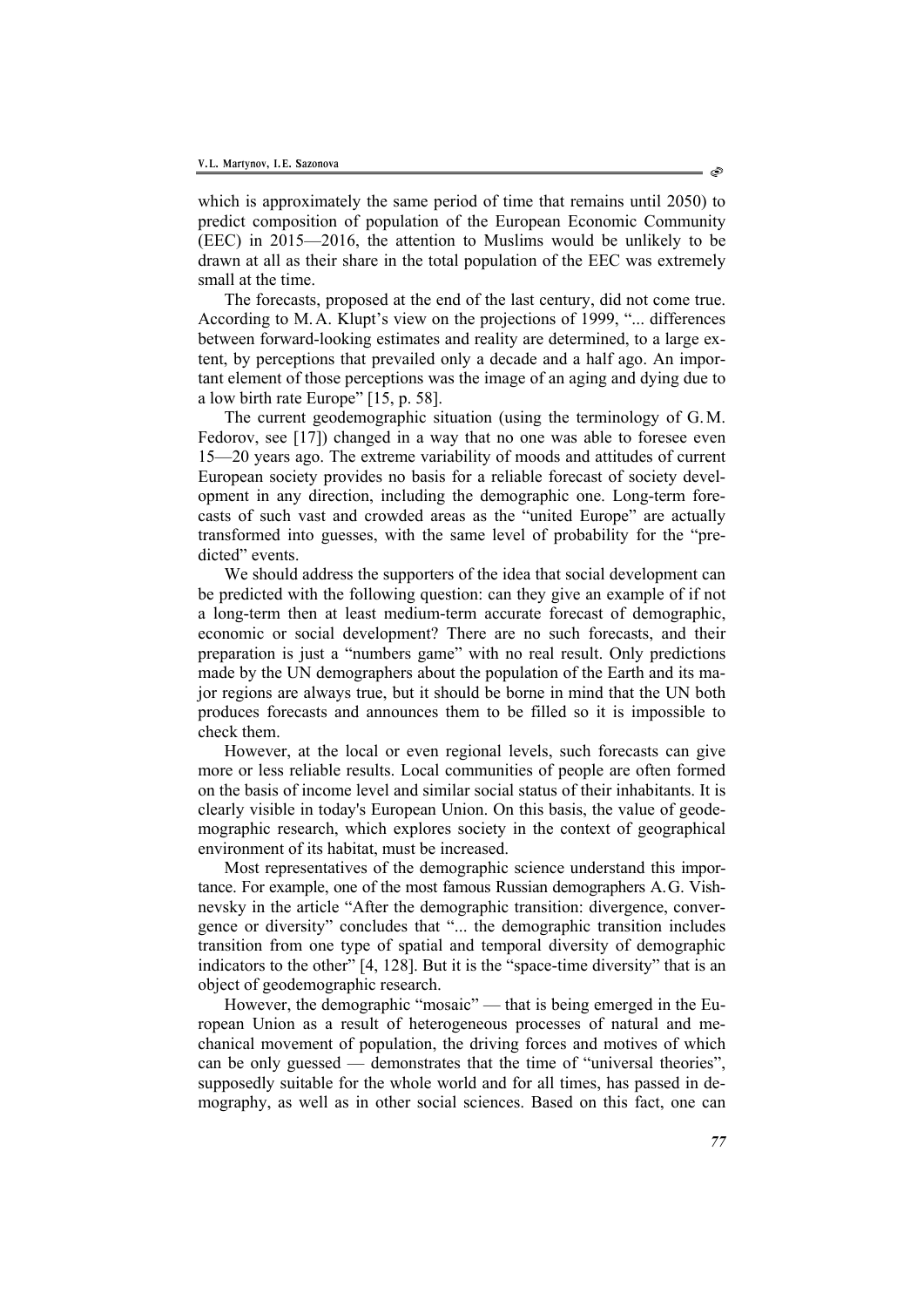which is approximately the same period of time that remains until 2050) to predict composition of population of the European Economic Community (EEC) in 2015—2016, the attention to Muslims would be unlikely to be drawn at all as their share in the total population of the EEC was extremely small at the time.

The forecasts, proposed at the end of the last century, did not come true. According to M.A. Klupt's view on the projections of 1999, "... differences between forward-looking estimates and reality are determined, to a large extent, by perceptions that prevailed only a decade and a half ago. An important element of those perceptions was the image of an aging and dying due to a low birth rate Europe" [15, p. 58].

The current geodemographic situation (using the terminology of G.M. Fedorov, see [17]) changed in a way that no one was able to foresee even 15—20 years ago. The extreme variability of moods and attitudes of current European society provides no basis for a reliable forecast of society development in any direction, including the demographic one. Long-term forecasts of such vast and crowded areas as the "united Europe" are actually transformed into guesses, with the same level of probability for the "predicted" events.

We should address the supporters of the idea that social development can be predicted with the following question: can they give an example of if not a long-term then at least medium-term accurate forecast of demographic, economic or social development? There are no such forecasts, and their preparation is just a "numbers game" with no real result. Only predictions made by the UN demographers about the population of the Earth and its major regions are always true, but it should be borne in mind that the UN both produces forecasts and announces them to be filled so it is impossible to check them.

However, at the local or even regional levels, such forecasts can give more or less reliable results. Local communities of people are often formed on the basis of income level and similar social status of their inhabitants. It is clearly visible in today's European Union. On this basis, the value of geodemographic research, which explores society in the context of geographical environment of its habitat, must be increased.

Most representatives of the demographic science understand this importance. For example, one of the most famous Russian demographers A.G. Vishnevsky in the article "After the demographic transition: divergence, convergence or diversity" concludes that "... the demographic transition includes transition from one type of spatial and temporal diversity of demographic indicators to the other" [4, 128]. But it is the "space-time diversity" that is an object of geodemographic research.

However, the demographic "mosaic" — that is being emerged in the European Union as a result of heterogeneous processes of natural and mechanical movement of population, the driving forces and motives of which can be only guessed — demonstrates that the time of "universal theories", supposedly suitable for the whole world and for all times, has passed in demography, as well as in other social sciences. Based on this fact, one can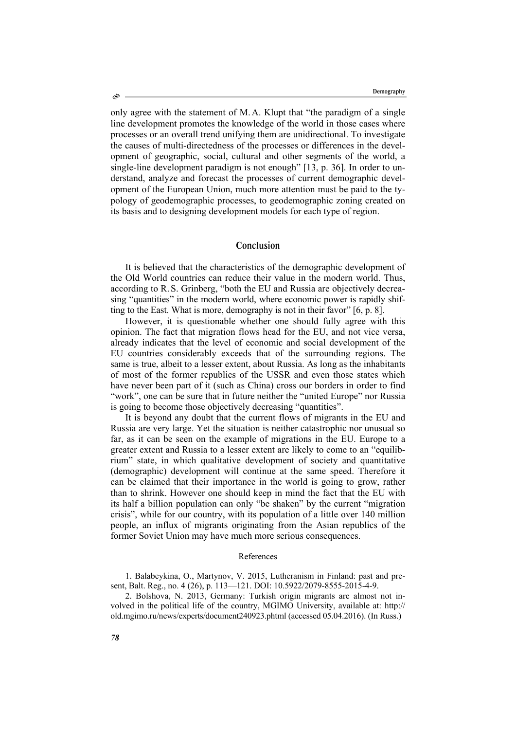only agree with the statement of M. A. Klupt that "the paradigm of a single line development promotes the knowledge of the world in those cases where processes or an overall trend unifying them are unidirectional. To investigate the causes of multi-directedness of the processes or differences in the development of geographic, social, cultural and other segments of the world, a single-line development paradigm is not enough" [13, p. 36]. In order to understand, analyze and forecast the processes of current demographic development of the European Union, much more attention must be paid to the typology of geodemographic processes, to geodemographic zoning created on its basis and to designing development models for each type of region.

## Conclusion

It is believed that the characteristics of the demographic development of the Old World countries can reduce their value in the modern world. Thus, according to R. S. Grinberg, "both the EU and Russia are objectively decreasing "quantities" in the modern world, where economic power is rapidly shifting to the East. What is more, demography is not in their favor" [6, p. 8].

However, it is questionable whether one should fully agree with this opinion. The fact that migration flows head for the EU, and not vice versa, already indicates that the level of economic and social development of the EU countries considerably exceeds that of the surrounding regions. The same is true, albeit to a lesser extent, about Russia. As long as the inhabitants of most of the former republics of the USSR and even those states which have never been part of it (such as China) cross our borders in order to find "work", one can be sure that in future neither the "united Europe" nor Russia is going to become those objectively decreasing "quantities".

It is beyond any doubt that the current flows of migrants in the EU and Russia are very large. Yet the situation is neither catastrophic nor unusual so far, as it can be seen on the example of migrations in the EU. Europe to a greater extent and Russia to a lesser extent are likely to come to an "equilibrium" state, in which qualitative development of society and quantitative (demographic) development will continue at the same speed. Therefore it can be claimed that their importance in the world is going to grow, rather than to shrink. However one should keep in mind the fact that the EU with its half a billion population can only "be shaken" by the current "migration crisis", while for our country, with its population of a little over 140 million people, an influx of migrants originating from the Asian republics of the former Soviet Union may have much more serious consequences.

### References

1. Balabeykina, O., Martynov, V. 2015, Lutheranism in Finland: past and present, Balt. Reg., no. 4 (26), p. 113—121. DOI: 10.5922/2079-8555-2015-4-9.

2. Bolshova, N. 2013, Germany: Turkish origin migrants are almost not involved in the political life of the country, MGIMO University, available at: http://old.mgimo.ru/news/experts/document240923.phtml (accessed 05.04.2016). (In Russ.)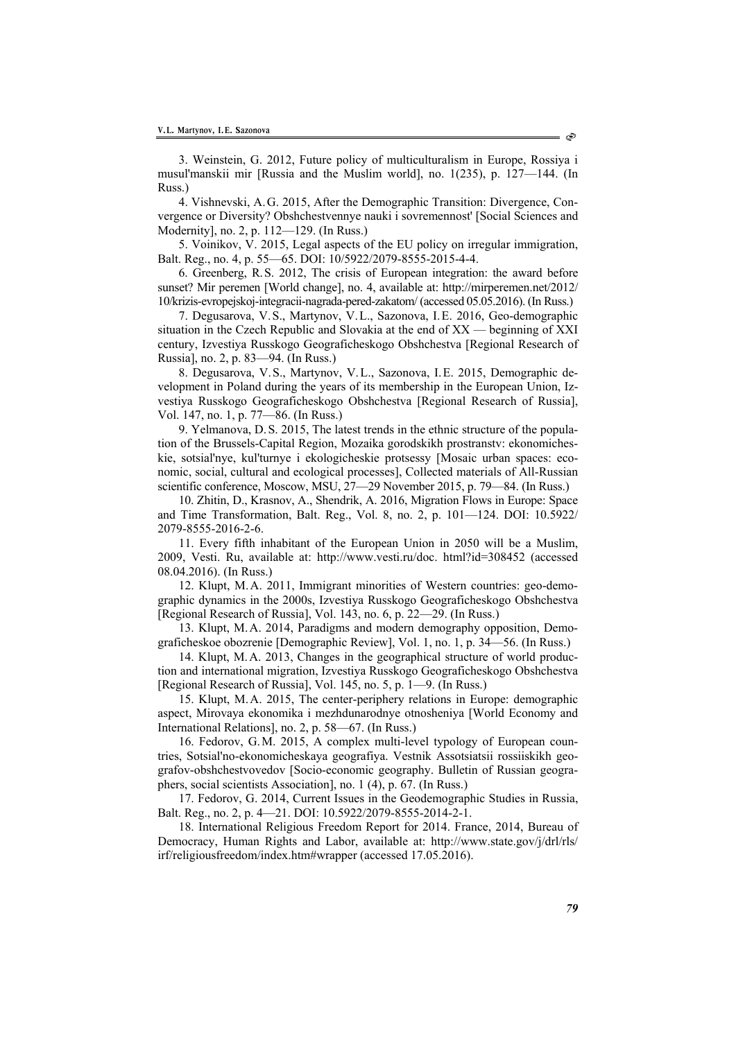3. Weinstein, G. 2012, Future policy of multiculturalism in Europe, Rossiya i musul'manskii mir [Russia and the Muslim world], no. 1(235), p. 127—144. (In Russ.)

4. Vishnevski, A.G. 2015, After the Demographic Transition: Divergence, Convergence or Diversity? Obshchestvennye nauki i sovremennost' [Social Sciences and Modernity], no. 2, p. 112—129. (In Russ.)

5. Voinikov, V. 2015, Legal aspects of the EU policy on irregular immigration, Balt. Reg., no. 4, p. 55—65. DOI: 10/5922/2079-8555-2015-4-4.

6. Greenberg, R.S. 2012, The crisis of European integration: the award before sunset? Mir peremen [World change], no. 4, available at: http://mirperemen.net/2012/10/krizis-evropejskoj-integracii-nagrada-pered-zakatom/ (accessed 05.05.2016). (In Russ.)

7. Degusarova, V.S., Martynov, V.L., Sazonova, I.E. 2016, Geo-demographic situation in the Czech Republic and Slovakia at the end of XX — beginning of XXI century, Izvestiya Russkogo Geograficheskogo Obshchestva [Regional Research of Russia], no. 2, p. 83—94. (In Russ.)

8. Degusarova, V.S., Martynov, V.L., Sazonova, I.E. 2015, Demographic development in Poland during the years of its membership in the European Union, Izvestiya Russkogo Geograficheskogo Obshchestva [Regional Research of Russia], Vol. 147, no. 1, p. 77—86. (In Russ.)

9. Yelmanova, D.S. 2015, The latest trends in the ethnic structure of the population of the Brussels-Capital Region, Mozaika gorodskikh prostranstv: ekonomicheskie, sotsial'nye, kul'turnye i ekologicheskie protsessy [Mosaic urban spaces: economic, social, cultural and ecological processes], Collected materials of All-Russian scientific conference, Moscow, MSU, 27—29 November 2015, p. 79—84. (In Russ.)

10. Zhitin, D., Krasnov, A., Shendrik, A. 2016, Migration Flows in Europe: Space and Time Transformation, Balt. Reg., Vol. 8, no. 2, p. 101—124. DOI: 10.5922/2079-8555-2016-2-6.

11. Every fifth inhabitant of the European Union in 2050 will be a Muslim, 2009, Vesti. Ru, available at: http://www.vesti.ru/doc. html?id=308452 (accessed 08.04.2016). (In Russ.)

12. Klupt, M.A. 2011, Immigrant minorities of Western countries: geo-demographic dynamics in the 2000s, Izvestiya Russkogo Geograficheskogo Obshchestva [Regional Research of Russia], Vol. 143, no. 6, p. 22—29. (In Russ.)

13. Klupt, M.A. 2014, Paradigms and modern demography opposition, Demograficheskoe obozrenie [Demographic Review], Vol. 1, no. 1, p. 34—56. (In Russ.)

14. Klupt, M.A. 2013, Changes in the geographical structure of world production and international migration, Izvestiya Russkogo Geograficheskogo Obshchestva [Regional Research of Russia], Vol. 145, no. 5, p. 1—9. (In Russ.)

15. Klupt, M.A. 2015, The center-periphery relations in Europe: demographic aspect, Mirovaya ekonomika i mezhdunarodnye otnosheniya [World Economy and International Relations], no. 2, p. 58—67. (In Russ.)

16. Fedorov, G.M. 2015, A complex multi-level typology of European countries, Sotsial'no-ekonomicheskaya geografiya. Vestnik Assotsiatsii rossiiskikh geografov-obshchestvovedov [Socio-economic geography. Bulletin of Russian geographers, social scientists Association], no. 1 (4), p. 67. (In Russ.)

17. Fedorov, G. 2014, Current Issues in the Geodemographic Studies in Russia, Balt. Reg., no. 2, p. 4—21. DOI: 10.5922/2079-8555-2014-2-1.

18. International Religious Freedom Report for 2014. France, 2014, Bureau of Democracy, Human Rights and Labor, available at: http://www.state.gov/j/drl/rls/irf/religiousfreedom/index.htm#wrapper (accessed 17.05.2016).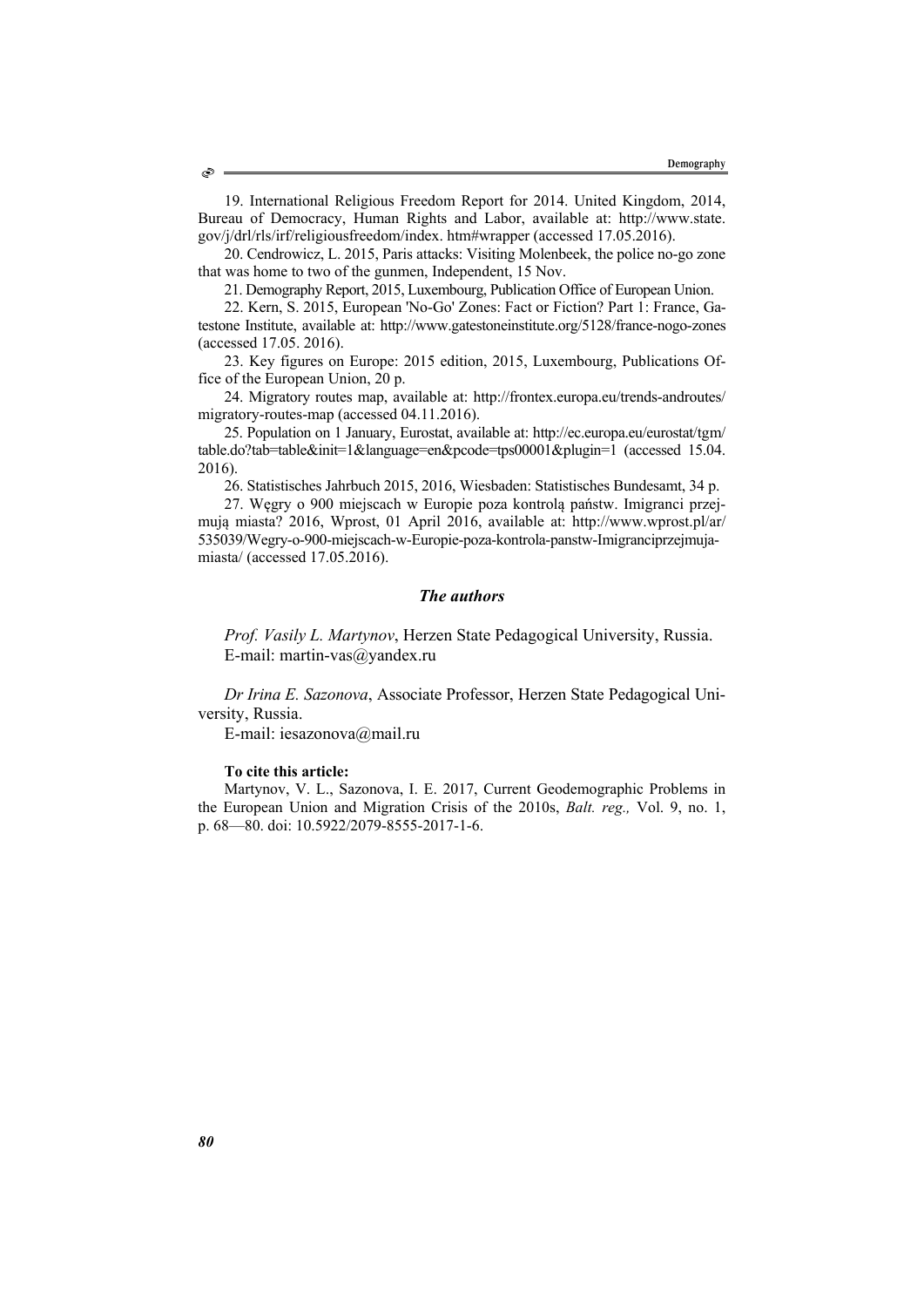19. International Religious Freedom Report for 2014. United Kingdom, 2014, Bureau of Democracy, Human Rights and Labor, available at: http://www.state.gov/j/drl/rls/irf/religiousfreedom/index. htm#wrapper (accessed 17.05.2016).

20. Cendrowicz, L. 2015, Paris attacks: Visiting Molenbeek, the police no-go zone that was home to two of the gunmen, Independent, 15 Nov.

21. Demography Report, 2015, Luxembourg, Publication Office of European Union.

22. Kern, S. 2015, European 'No-Go' Zones: Fact or Fiction? Part 1: France, Gatestone Institute, available at: http://www.gatestoneinstitute.org/5128/france-nogo-zones (accessed 17.05. 2016).

23. Key figures on Europe: 2015 edition, 2015, Luxembourg, Publications Office of the European Union, 20 p.

24. Migratory routes map, available at: http://frontex.europa.eu/trends-androutes/migratory-routes-map (accessed 04.11.2016).

25. Population on 1 January, Eurostat, available at: http://ec.europa.eu/eurostat/tgm/table.do?tab=table&init=1&language=en&pcode=tps00001&plugin=1 (accessed 15.04. 2016).

26. Statistisches Jahrbuch 2015, 2016, Wiesbaden: Statistisches Bundesamt, 34 p.

27. Węgry o 900 miejscach w Europie poza kontrolą państw. Imigranci przejmują miasta? 2016, Wprost, 01 April 2016, available at: http://www.wprost.pl/ar/535039/Wegry-o-900-miejscach-w-Europie-poza-kontrola-panstw-Imigranciprzejmuja-miasta/ (accessed 17.05.2016).

### *The authors*

*Prof. Vasily L. Martynov*, Herzen State Pedagogical University, Russia.
E-mail: martin-vas@yandex.ru

*Dr Irina E. Sazonova*, Associate Professor, Herzen State Pedagogical University, Russia.
E-mail: iesazonova@mail.ru

**To cite this article:**

Martynov, V. L., Sazonova, I. E. 2017, Current Geodemographic Problems in the European Union and Migration Crisis of the 2010s, *Balt. reg.,* Vol. 9, no. 1, p. 68—80. doi: 10.5922/2079-8555-2017-1-6.